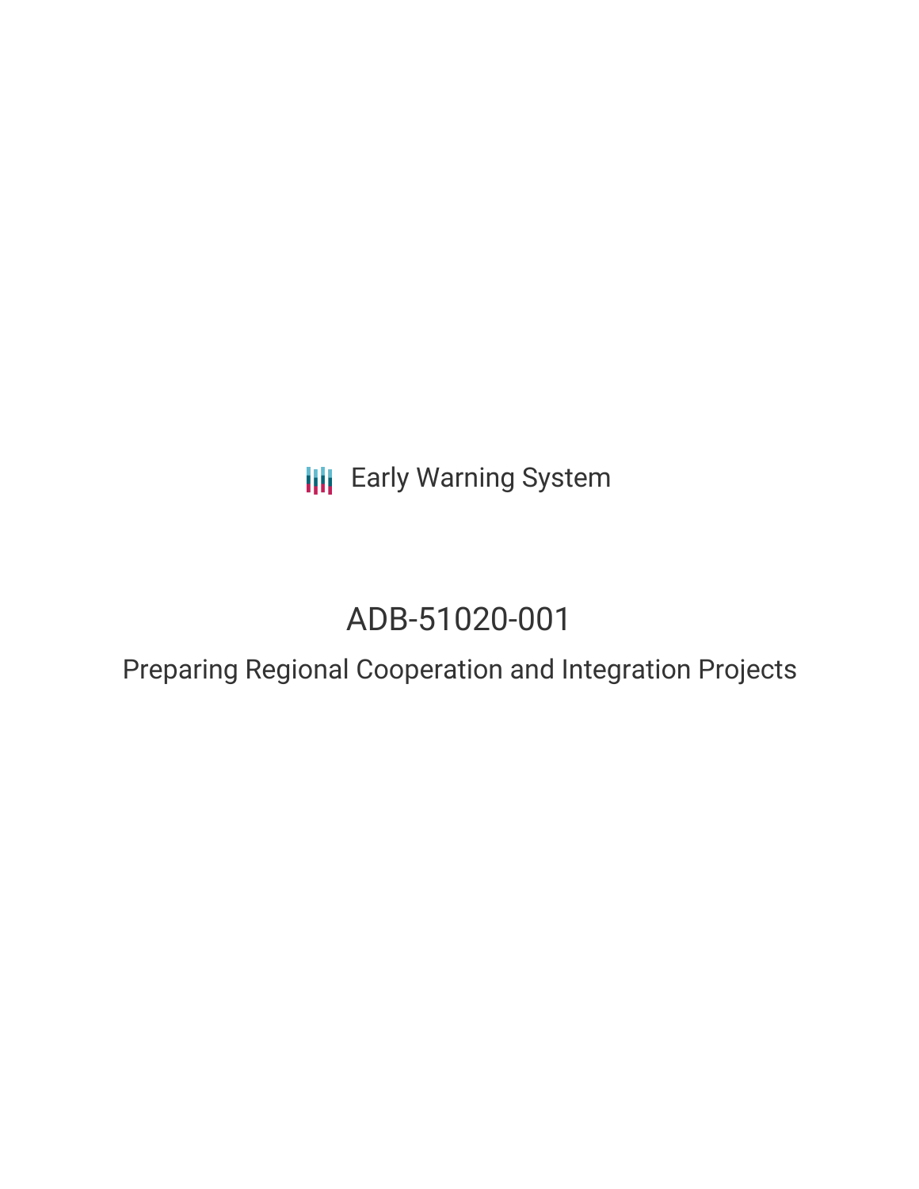Early Warning System

# ADB-51020-001

## Preparing Regional Cooperation and Integration Projects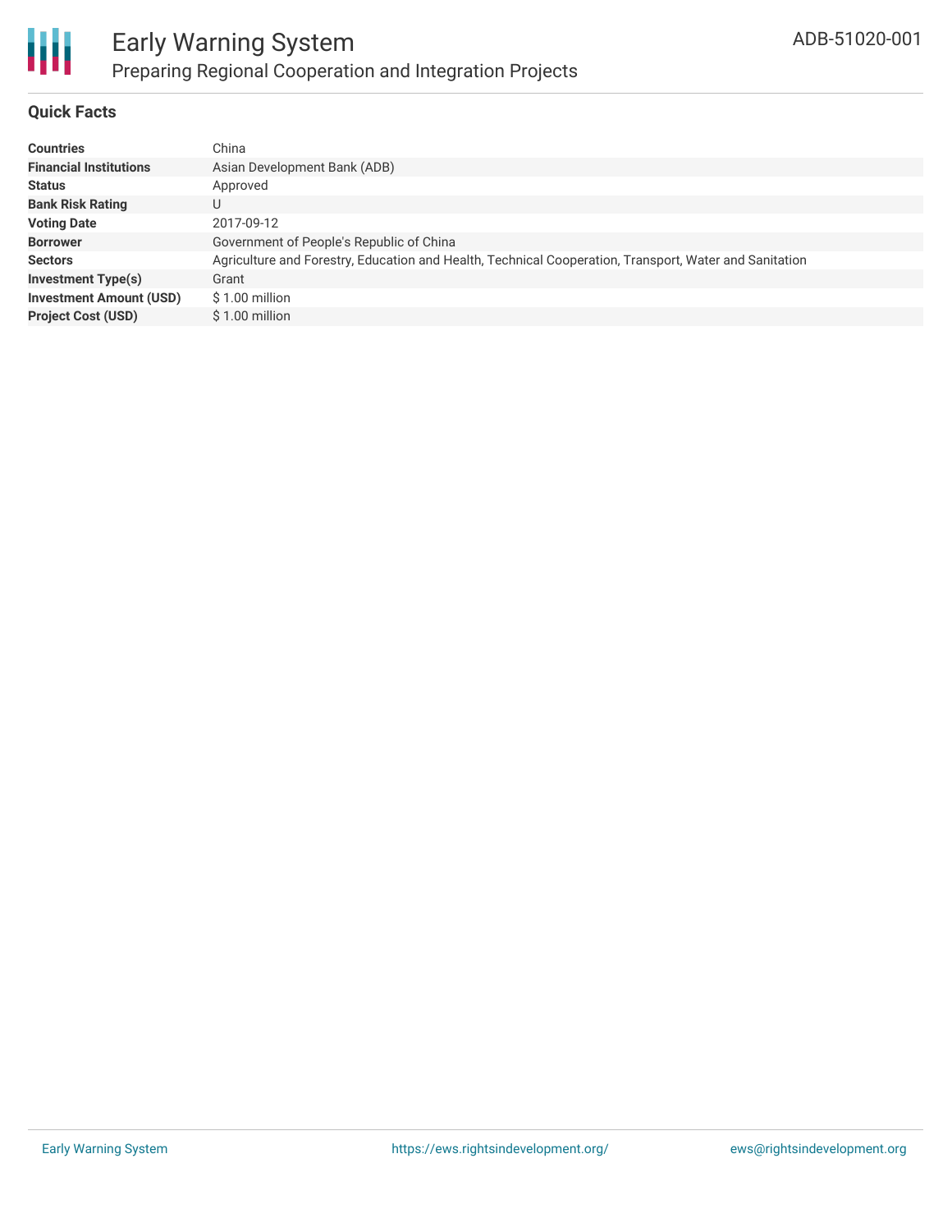# Early Warning System

## Preparing Regional Cooperation and Integration Projects

ADB-51020-001

### Quick Facts

| | |
|---|---|
| **Countries** | China |
| **Financial Institutions** | Asian Development Bank (ADB) |
| **Status** | Approved |
| **Bank Risk Rating** | U |
| **Voting Date** | 2017-09-12 |
| **Borrower** | Government of People's Republic of China |
| **Sectors** | Agriculture and Forestry, Education and Health, Technical Cooperation, Transport, Water and Sanitation |
| **Investment Type(s)** | Grant |
| **Investment Amount (USD)** | $ 1.00 million |
| **Project Cost (USD)** | $ 1.00 million |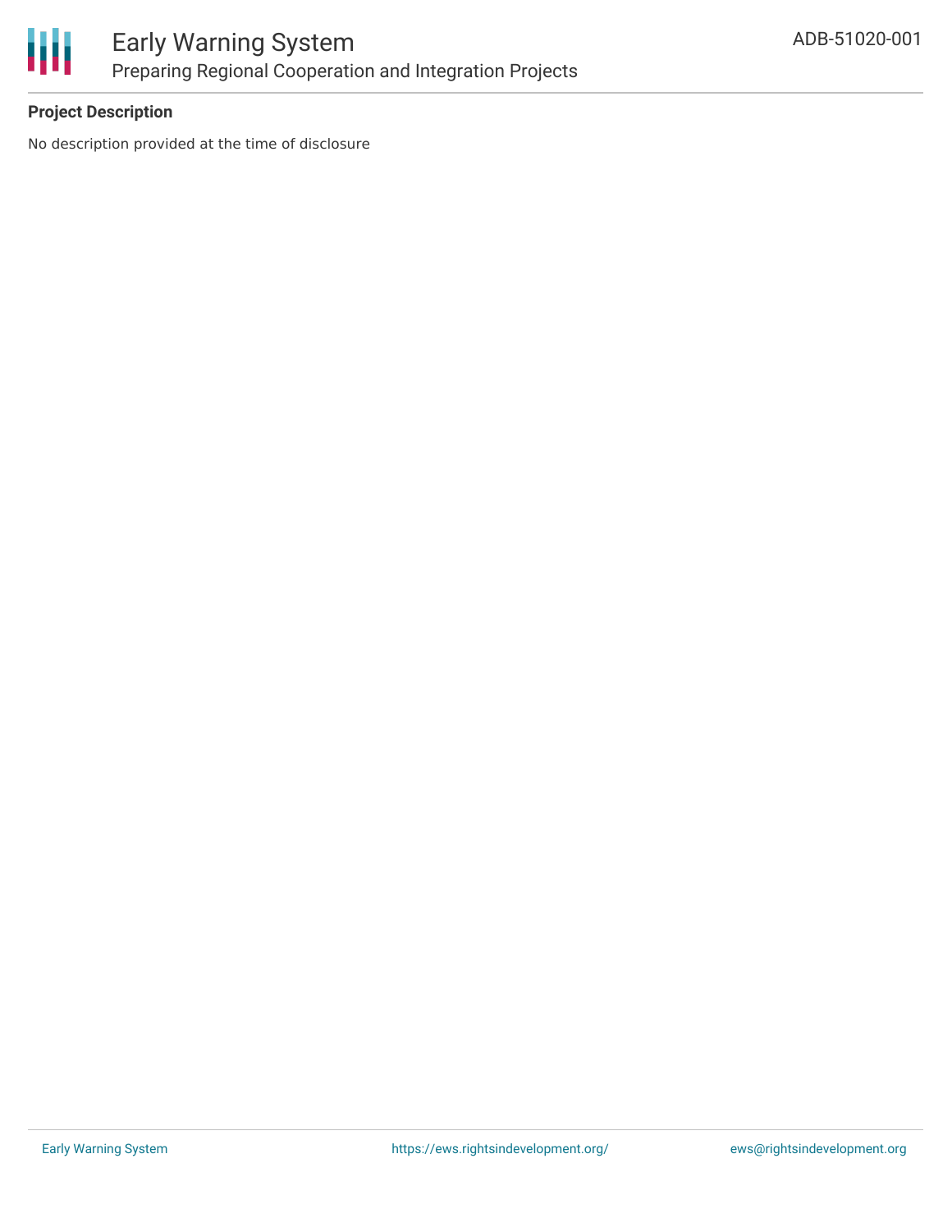**Project Description**

No description provided at the time of disclosure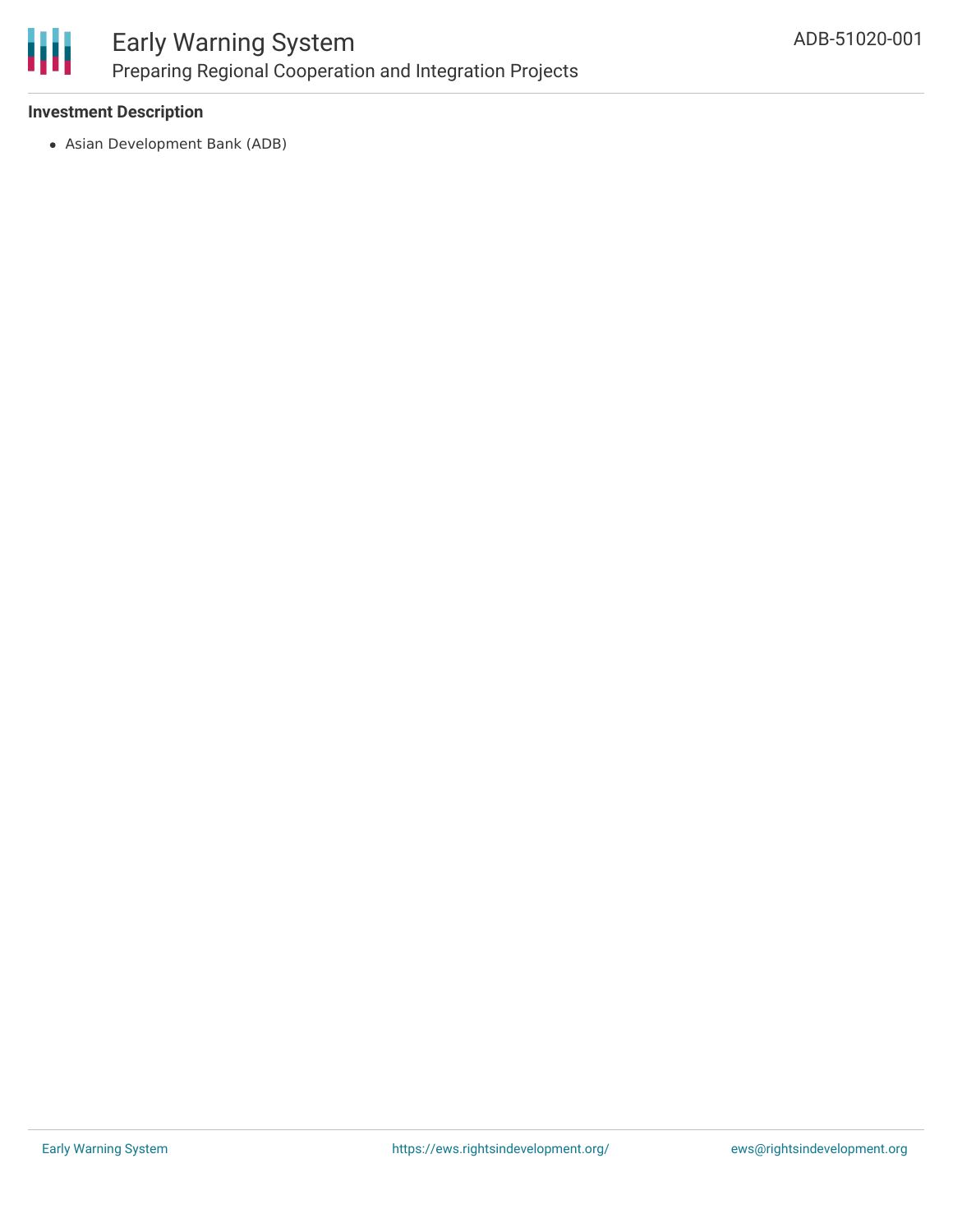**Investment Description**

- Asian Development Bank (ADB)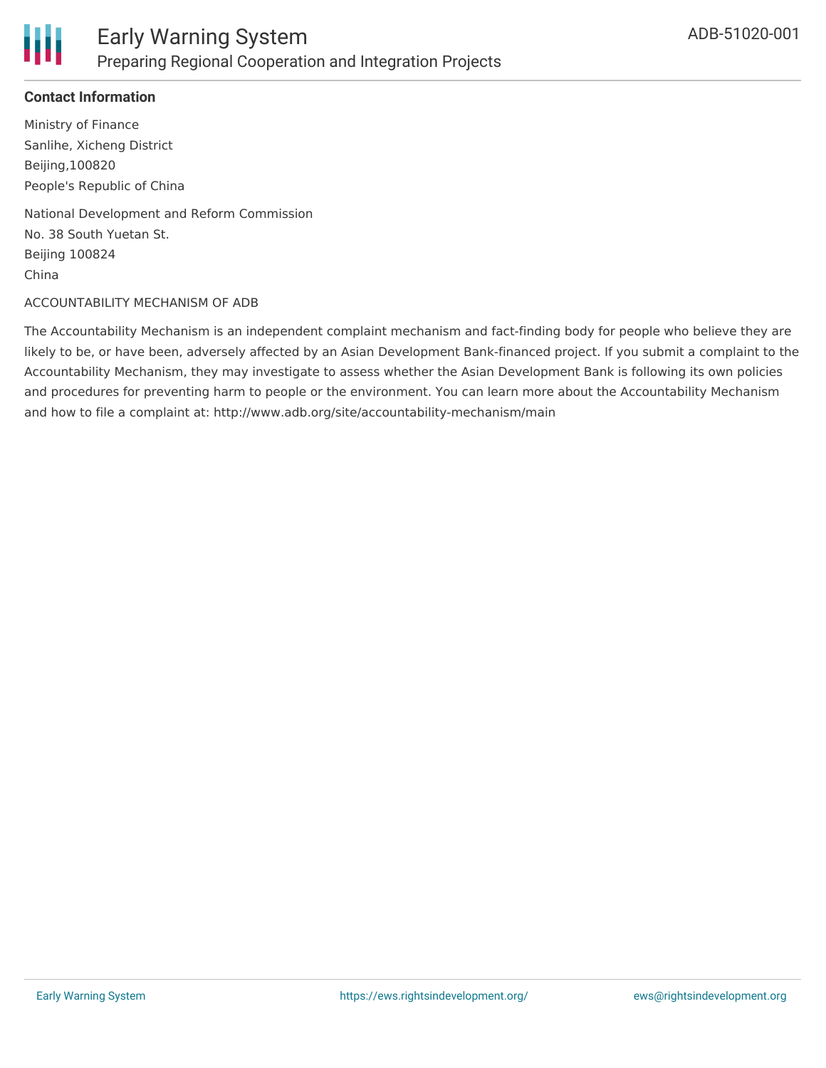**Contact Information**

Ministry of Finance
Sanlihe, Xicheng District
Beijing,100820
People's Republic of China

National Development and Reform Commission
No. 38 South Yuetan St.
Beijing 100824
China

ACCOUNTABILITY MECHANISM OF ADB

The Accountability Mechanism is an independent complaint mechanism and fact-finding body for people who believe they are likely to be, or have been, adversely affected by an Asian Development Bank-financed project. If you submit a complaint to the Accountability Mechanism, they may investigate to assess whether the Asian Development Bank is following its own policies and procedures for preventing harm to people or the environment. You can learn more about the Accountability Mechanism and how to file a complaint at: http://www.adb.org/site/accountability-mechanism/main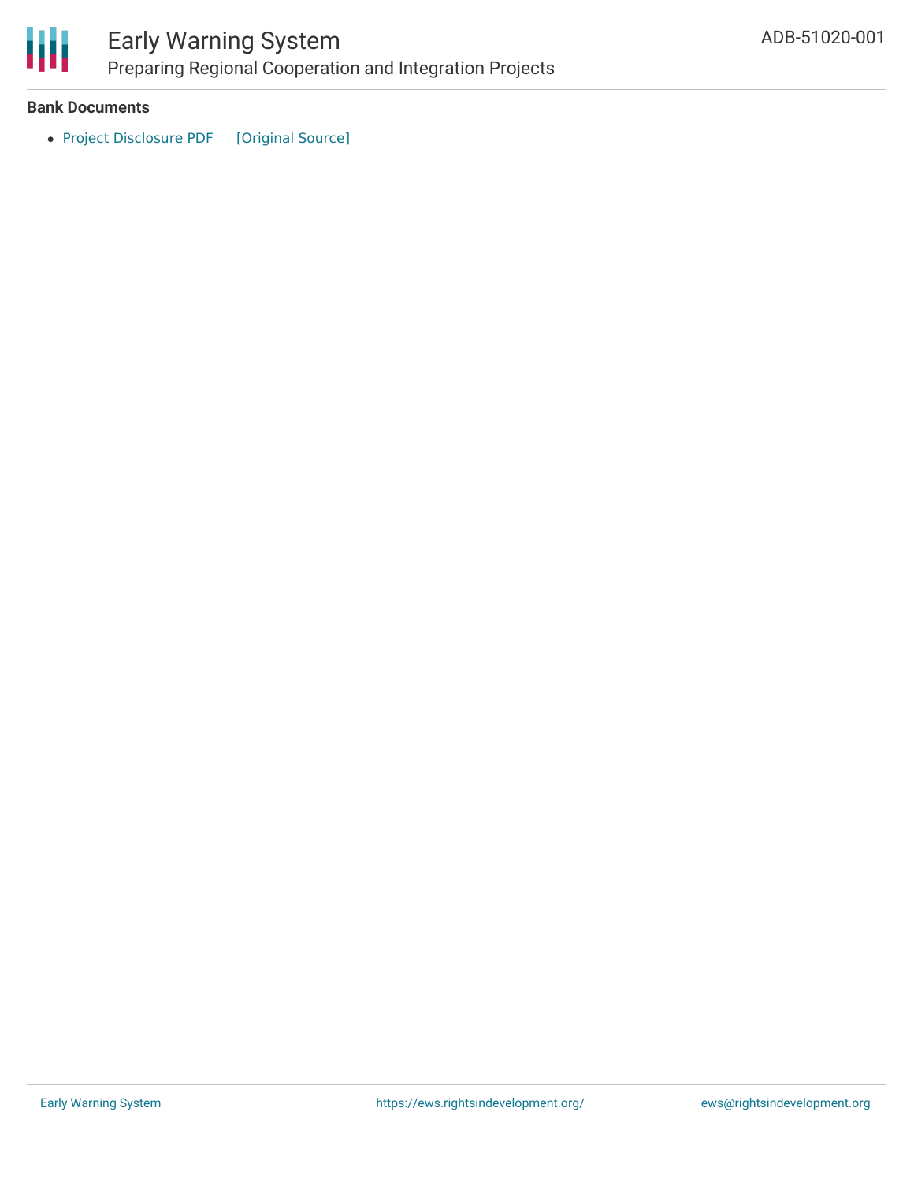**Bank Documents**

- Project Disclosure PDF [Original Source]